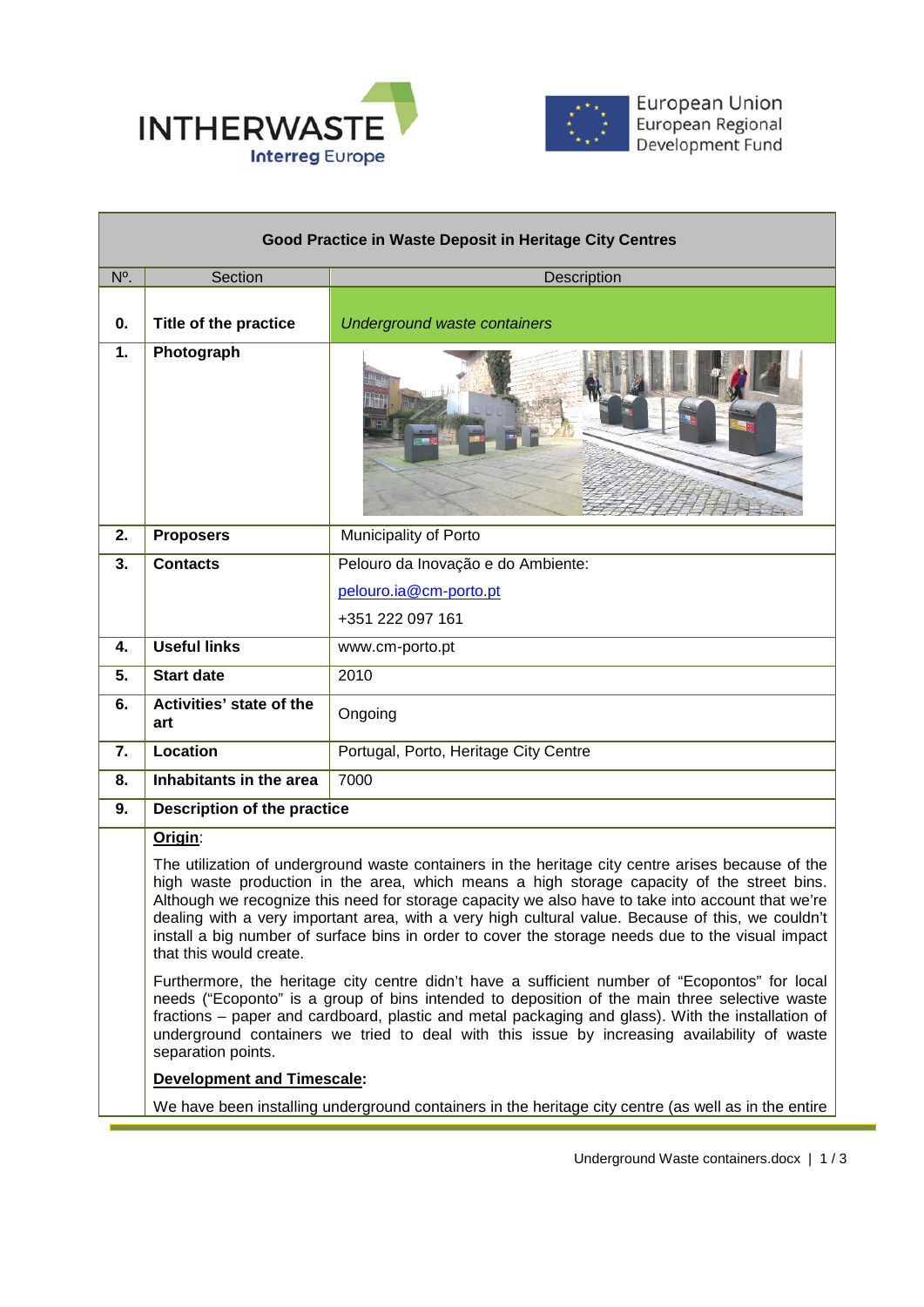INTHERWASTE
Interreg Europe

European Union
European Regional
Development Fund

| Good Practice in Waste Deposit in Heritage City Centres | | |
|---|---|---|
| Nº. | Section | Description |
| **0.** | **Title of the practice** | *Underground waste containers* |
| **1.** | **Photograph** | |
| **2.** | **Proposers** | Municipality of Porto |
| **3.** | **Contacts** | Pelouro da Inovação e do Ambiente:<br>pelouro.ia@cm-porto.pt<br>+351 222 097 161 |
| **4.** | **Useful links** | www.cm-porto.pt |
| **5.** | **Start date** | 2010 |
| **6.** | **Activities' state of the art** | Ongoing |
| **7.** | **Location** | Portugal, Porto, Heritage City Centre |
| **8.** | **Inhabitants in the area** | 7000 |
| **9.** | **Description of the practice** | |

**Origin**:

The utilization of underground waste containers in the heritage city centre arises because of the high waste production in the area, which means a high storage capacity of the street bins. Although we recognize this need for storage capacity we also have to take into account that we're dealing with a very important area, with a very high cultural value. Because of this, we couldn't install a big number of surface bins in order to cover the storage needs due to the visual impact that this would create.

Furthermore, the heritage city centre didn't have a sufficient number of "Ecopontos" for local needs ("Ecoponto" is a group of bins intended to deposition of the main three selective waste fractions – paper and cardboard, plastic and metal packaging and glass). With the installation of underground containers we tried to deal with this issue by increasing availability of waste separation points.

**Development and Timescale:**

We have been installing underground containers in the heritage city centre (as well as in the entire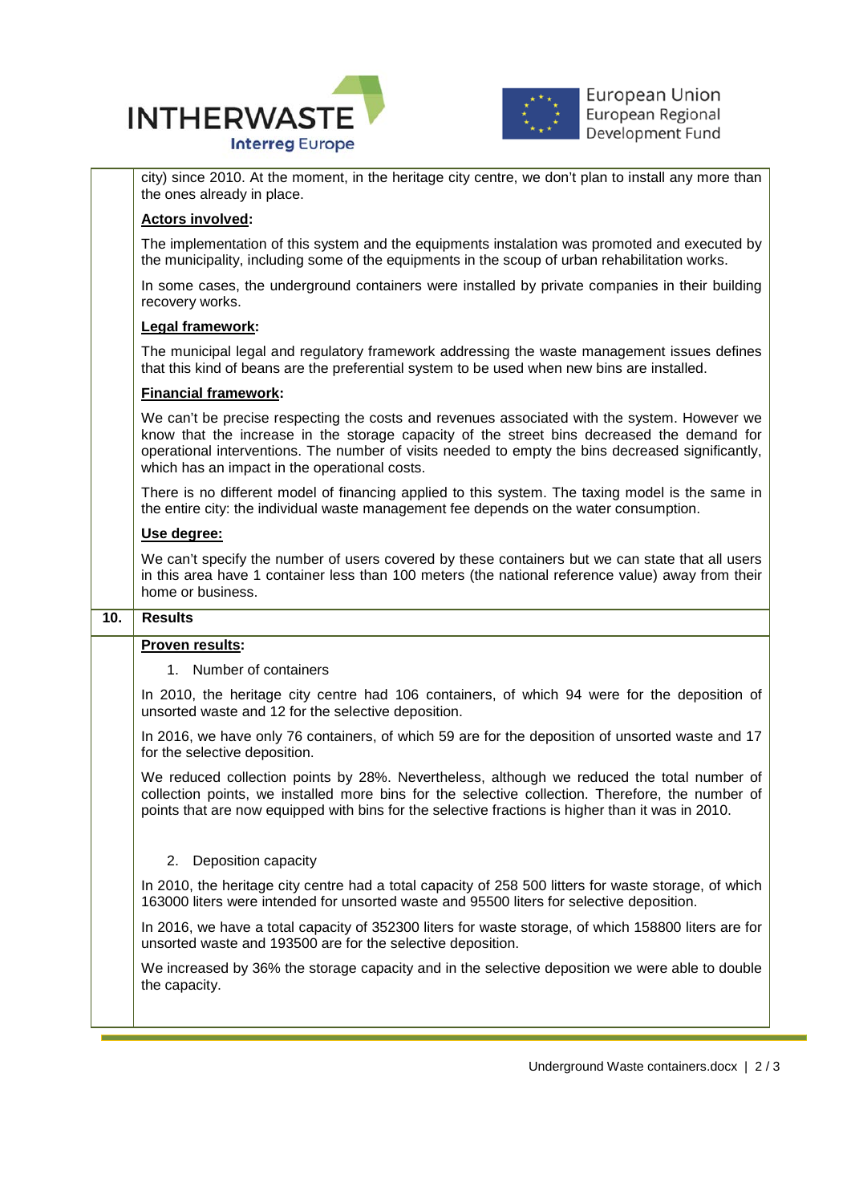city) since 2010. At the moment, in the heritage city centre, we don't plan to install any more than the ones already in place.

**Actors involved:**

The implementation of this system and the equipments instalation was promoted and executed by the municipality, including some of the equipments in the scoup of urban rehabilitation works.

In some cases, the underground containers were installed by private companies in their building recovery works.

**Legal framework:**

The municipal legal and regulatory framework addressing the waste management issues defines that this kind of beans are the preferential system to be used when new bins are installed.

**Financial framework:**

We can't be precise respecting the costs and revenues associated with the system. However we know that the increase in the storage capacity of the street bins decreased the demand for operational interventions. The number of visits needed to empty the bins decreased significantly, which has an impact in the operational costs.

There is no different model of financing applied to this system. The taxing model is the same in the entire city: the individual waste management fee depends on the water consumption.

**Use degree:**

We can't specify the number of users covered by these containers but we can state that all users in this area have 1 container less than 100 meters (the national reference value) away from their home or business.

## 10. Results

**Proven results:**

1. Number of containers

In 2010, the heritage city centre had 106 containers, of which 94 were for the deposition of unsorted waste and 12 for the selective deposition.

In 2016, we have only 76 containers, of which 59 are for the deposition of unsorted waste and 17 for the selective deposition.

We reduced collection points by 28%. Nevertheless, although we reduced the total number of collection points, we installed more bins for the selective collection. Therefore, the number of points that are now equipped with bins for the selective fractions is higher than it was in 2010.

2. Deposition capacity

In 2010, the heritage city centre had a total capacity of 258 500 litters for waste storage, of which 163000 liters were intended for unsorted waste and 95500 liters for selective deposition.

In 2016, we have a total capacity of 352300 liters for waste storage, of which 158800 liters are for unsorted waste and 193500 are for the selective deposition.

We increased by 36% the storage capacity and in the selective deposition we were able to double the capacity.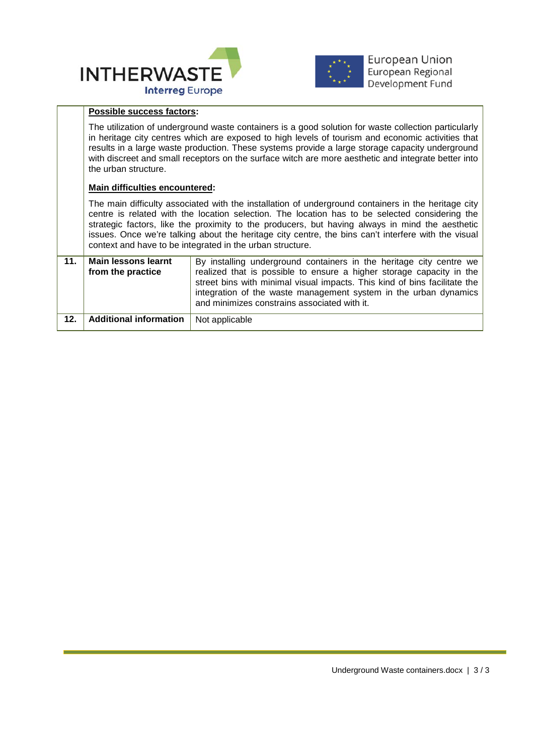| | | |
|---|---|---|
| | **Possible success factors:**<br><br>The utilization of underground waste containers is a good solution for waste collection particularly in heritage city centres which are exposed to high levels of tourism and economic activities that results in a large waste production. These systems provide a large storage capacity underground with discreet and small receptors on the surface witch are more aesthetic and integrate better into the urban structure.<br><br>**Main difficulties encountered:**<br><br>The main difficulty associated with the installation of underground containers in the heritage city centre is related with the location selection. The location has to be selected considering the strategic factors, like the proximity to the producers, but having always in mind the aesthetic issues. Once we're talking about the heritage city centre, the bins can't interfere with the visual context and have to be integrated in the urban structure. | |
| **11.** | **Main lessons learnt from the practice** | By installing underground containers in the heritage city centre we realized that is possible to ensure a higher storage capacity in the street bins with minimal visual impacts. This kind of bins facilitate the integration of the waste management system in the urban dynamics and minimizes constrains associated with it. |
| **12.** | **Additional information** | Not applicable |